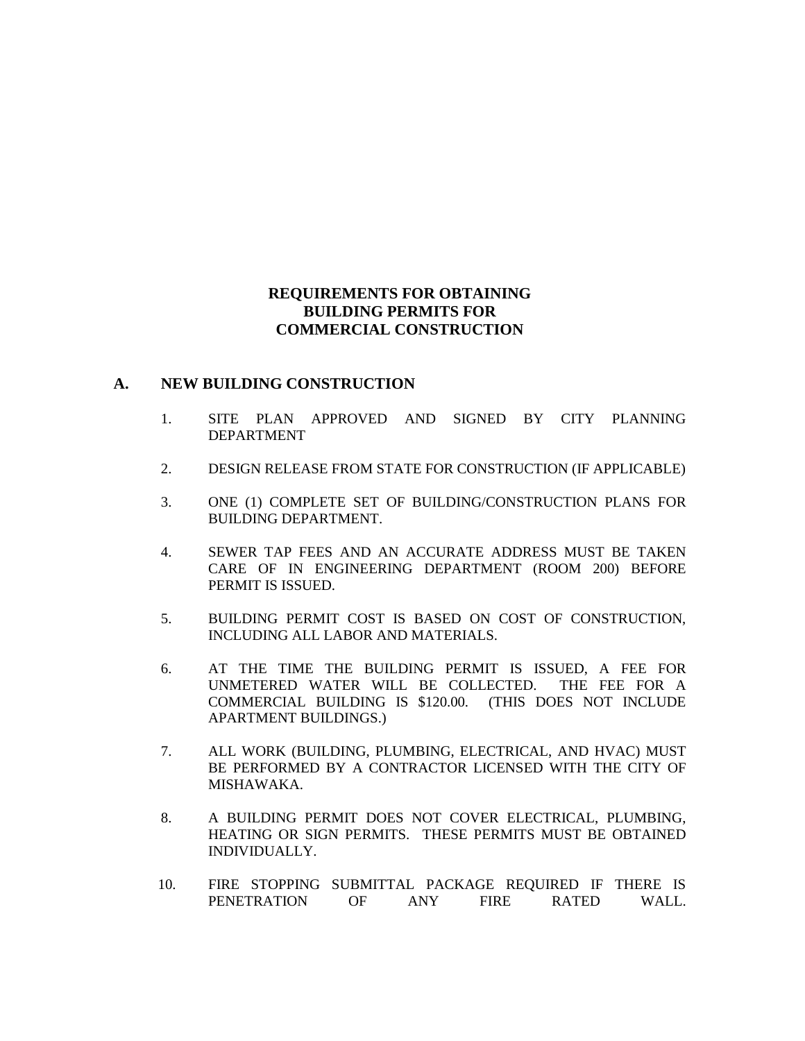# REQUIREMENTS FOR OBTAINING BUILDING PERMITS FOR COMMERCIAL CONSTRUCTION

## A. NEW BUILDING CONSTRUCTION

1. SITE PLAN APPROVED AND SIGNED BY CITY PLANNING DEPARTMENT

2. DESIGN RELEASE FROM STATE FOR CONSTRUCTION (IF APPLICABLE)

3. ONE (1) COMPLETE SET OF BUILDING/CONSTRUCTION PLANS FOR BUILDING DEPARTMENT.

4. SEWER TAP FEES AND AN ACCURATE ADDRESS MUST BE TAKEN CARE OF IN ENGINEERING DEPARTMENT (ROOM 200) BEFORE PERMIT IS ISSUED.

5. BUILDING PERMIT COST IS BASED ON COST OF CONSTRUCTION, INCLUDING ALL LABOR AND MATERIALS.

6. AT THE TIME THE BUILDING PERMIT IS ISSUED, A FEE FOR UNMETERED WATER WILL BE COLLECTED. THE FEE FOR A COMMERCIAL BUILDING IS $120.00. (THIS DOES NOT INCLUDE APARTMENT BUILDINGS.)

7. ALL WORK (BUILDING, PLUMBING, ELECTRICAL, AND HVAC) MUST BE PERFORMED BY A CONTRACTOR LICENSED WITH THE CITY OF MISHAWAKA.

8. A BUILDING PERMIT DOES NOT COVER ELECTRICAL, PLUMBING, HEATING OR SIGN PERMITS. THESE PERMITS MUST BE OBTAINED INDIVIDUALLY.

10. FIRE STOPPING SUBMITTAL PACKAGE REQUIRED IF THERE IS PENETRATION OF ANY FIRE RATED WALL.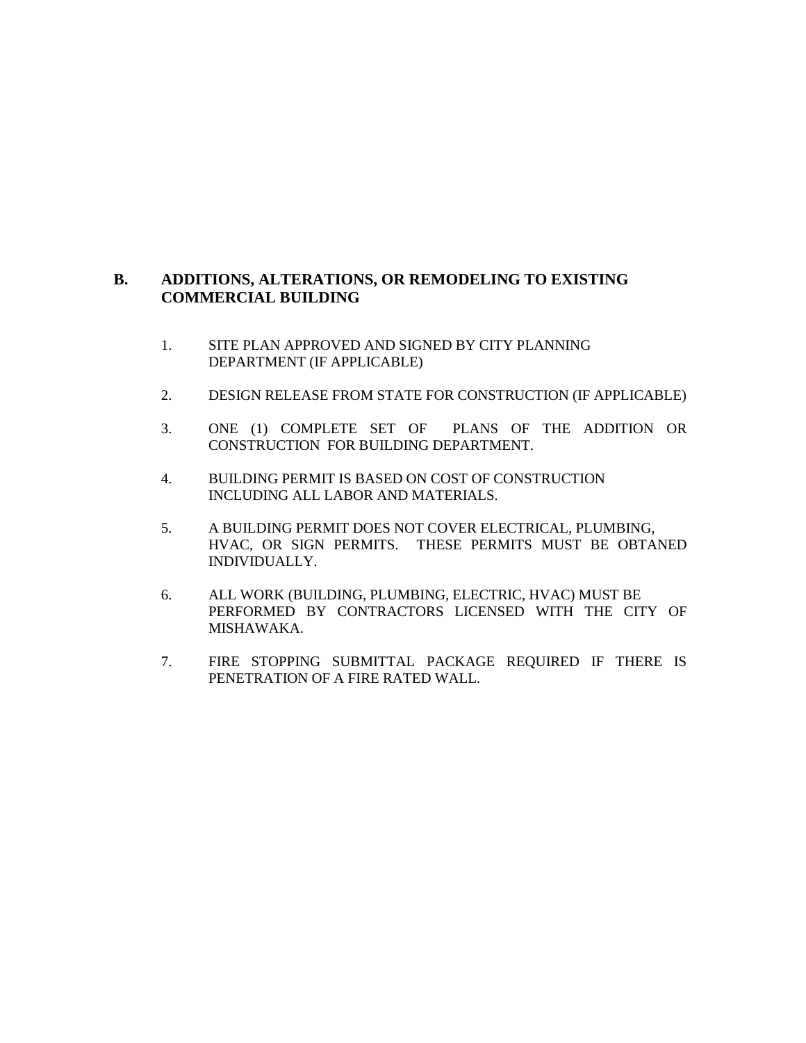## B. ADDITIONS, ALTERATIONS, OR REMODELING TO EXISTING COMMERCIAL BUILDING

1. SITE PLAN APPROVED AND SIGNED BY CITY PLANNING DEPARTMENT (IF APPLICABLE)

2. DESIGN RELEASE FROM STATE FOR CONSTRUCTION (IF APPLICABLE)

3. ONE (1) COMPLETE SET OF PLANS OF THE ADDITION OR CONSTRUCTION FOR BUILDING DEPARTMENT.

4. BUILDING PERMIT IS BASED ON COST OF CONSTRUCTION INCLUDING ALL LABOR AND MATERIALS.

5. A BUILDING PERMIT DOES NOT COVER ELECTRICAL, PLUMBING, HVAC, OR SIGN PERMITS. THESE PERMITS MUST BE OBTANED INDIVIDUALLY.

6. ALL WORK (BUILDING, PLUMBING, ELECTRIC, HVAC) MUST BE PERFORMED BY CONTRACTORS LICENSED WITH THE CITY OF MISHAWAKA.

7. FIRE STOPPING SUBMITTAL PACKAGE REQUIRED IF THERE IS PENETRATION OF A FIRE RATED WALL.